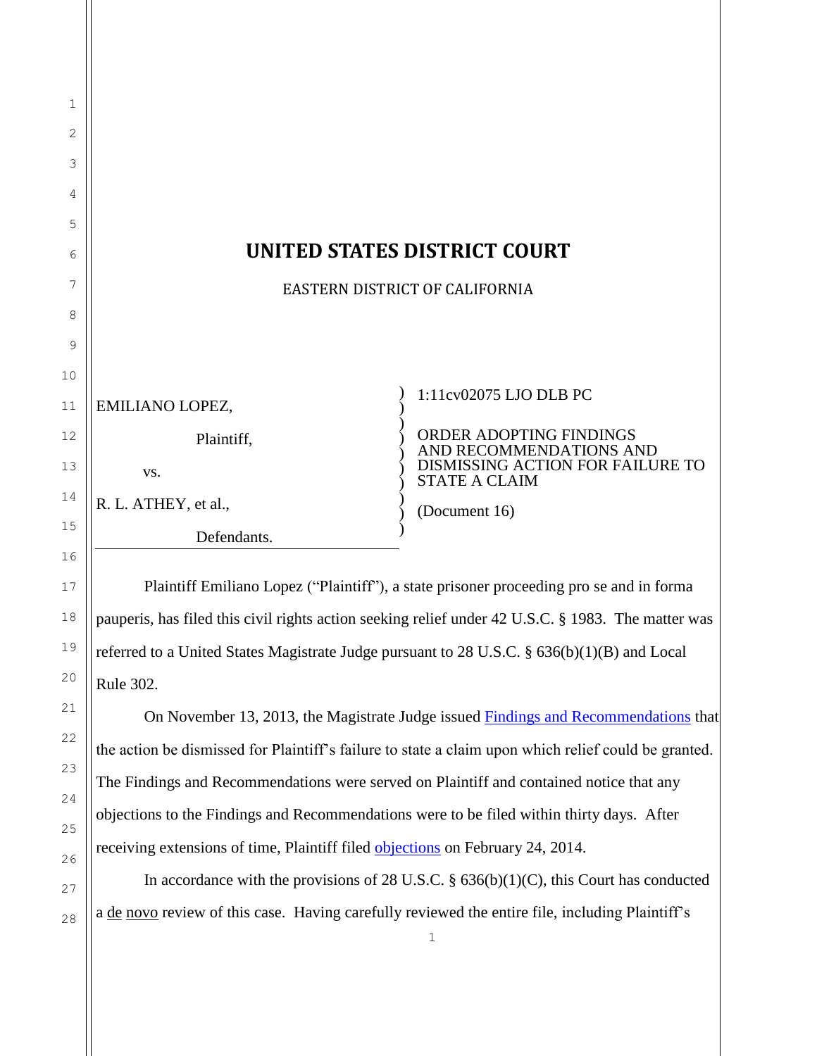# UNITED STATES DISTRICT COURT

EASTERN DISTRICT OF CALIFORNIA

| | |
|---|---|
| EMILIANO LOPEZ,<br><br>Plaintiff,<br><br>vs.<br><br>R. L. ATHEY, et al.,<br><br>Defendants. | 1:11cv02075 LJO DLB PC<br><br>ORDER ADOPTING FINDINGS AND RECOMMENDATIONS AND DISMISSING ACTION FOR FAILURE TO STATE A CLAIM<br><br>(Document 16) |

Plaintiff Emiliano Lopez ("Plaintiff"), a state prisoner proceeding pro se and in forma pauperis, has filed this civil rights action seeking relief under 42 U.S.C. § 1983. The matter was referred to a United States Magistrate Judge pursuant to 28 U.S.C. § 636(b)(1)(B) and Local Rule 302.

On November 13, 2013, the Magistrate Judge issued Findings and Recommendations that the action be dismissed for Plaintiff's failure to state a claim upon which relief could be granted. The Findings and Recommendations were served on Plaintiff and contained notice that any objections to the Findings and Recommendations were to be filed within thirty days. After receiving extensions of time, Plaintiff filed objections on February 24, 2014.

In accordance with the provisions of 28 U.S.C. § 636(b)(1)(C), this Court has conducted a de novo review of this case. Having carefully reviewed the entire file, including Plaintiff's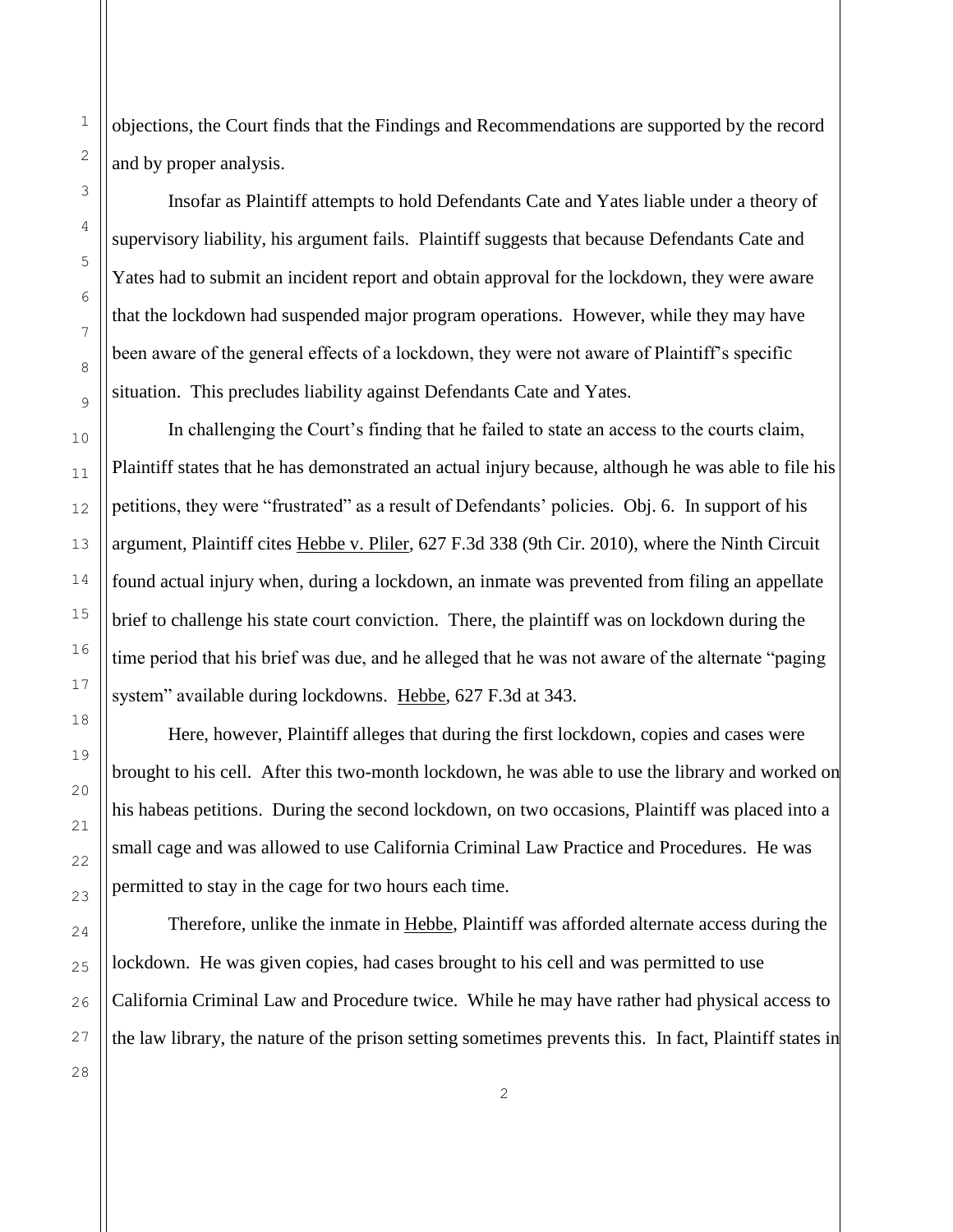objections, the Court finds that the Findings and Recommendations are supported by the record and by proper analysis.

Insofar as Plaintiff attempts to hold Defendants Cate and Yates liable under a theory of supervisory liability, his argument fails. Plaintiff suggests that because Defendants Cate and Yates had to submit an incident report and obtain approval for the lockdown, they were aware that the lockdown had suspended major program operations. However, while they may have been aware of the general effects of a lockdown, they were not aware of Plaintiff's specific situation. This precludes liability against Defendants Cate and Yates.

In challenging the Court's finding that he failed to state an access to the courts claim, Plaintiff states that he has demonstrated an actual injury because, although he was able to file his petitions, they were "frustrated" as a result of Defendants' policies. Obj. 6. In support of his argument, Plaintiff cites Hebbe v. Pliler, 627 F.3d 338 (9th Cir. 2010), where the Ninth Circuit found actual injury when, during a lockdown, an inmate was prevented from filing an appellate brief to challenge his state court conviction. There, the plaintiff was on lockdown during the time period that his brief was due, and he alleged that he was not aware of the alternate "paging system" available during lockdowns. Hebbe, 627 F.3d at 343.

Here, however, Plaintiff alleges that during the first lockdown, copies and cases were brought to his cell. After this two-month lockdown, he was able to use the library and worked on his habeas petitions. During the second lockdown, on two occasions, Plaintiff was placed into a small cage and was allowed to use California Criminal Law Practice and Procedures. He was permitted to stay in the cage for two hours each time.

Therefore, unlike the inmate in Hebbe, Plaintiff was afforded alternate access during the lockdown. He was given copies, had cases brought to his cell and was permitted to use California Criminal Law and Procedure twice. While he may have rather had physical access to the law library, the nature of the prison setting sometimes prevents this. In fact, Plaintiff states in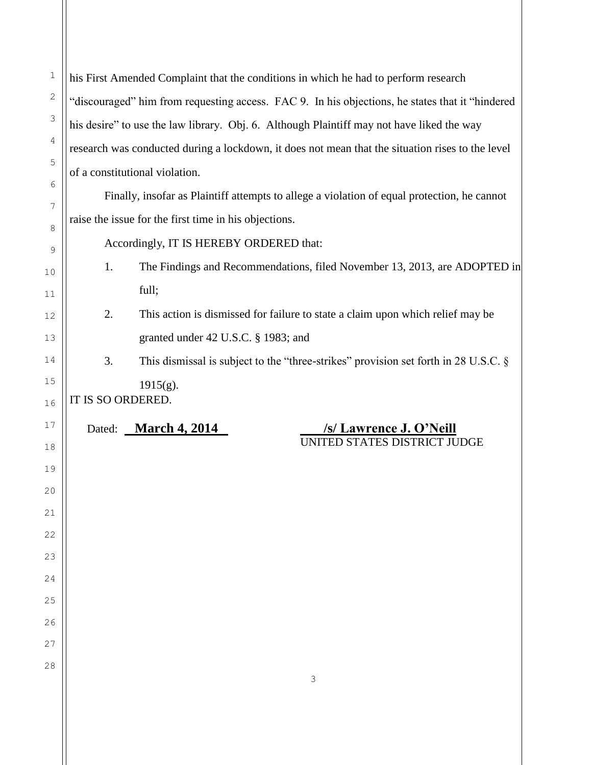his First Amended Complaint that the conditions in which he had to perform research "discouraged" him from requesting access. FAC 9. In his objections, he states that it "hindered his desire" to use the law library. Obj. 6. Although Plaintiff may not have liked the way research was conducted during a lockdown, it does not mean that the situation rises to the level of a constitutional violation.

Finally, insofar as Plaintiff attempts to allege a violation of equal protection, he cannot raise the issue for the first time in his objections.

Accordingly, IT IS HEREBY ORDERED that:

1. The Findings and Recommendations, filed November 13, 2013, are ADOPTED in full;
2. This action is dismissed for failure to state a claim upon which relief may be granted under 42 U.S.C. § 1983; and
3. This dismissal is subject to the "three-strikes" provision set forth in 28 U.S.C. § 1915(g).

IT IS SO ORDERED.

Dated: **March 4, 2014**

**/s/ Lawrence J. O'Neill**
UNITED STATES DISTRICT JUDGE